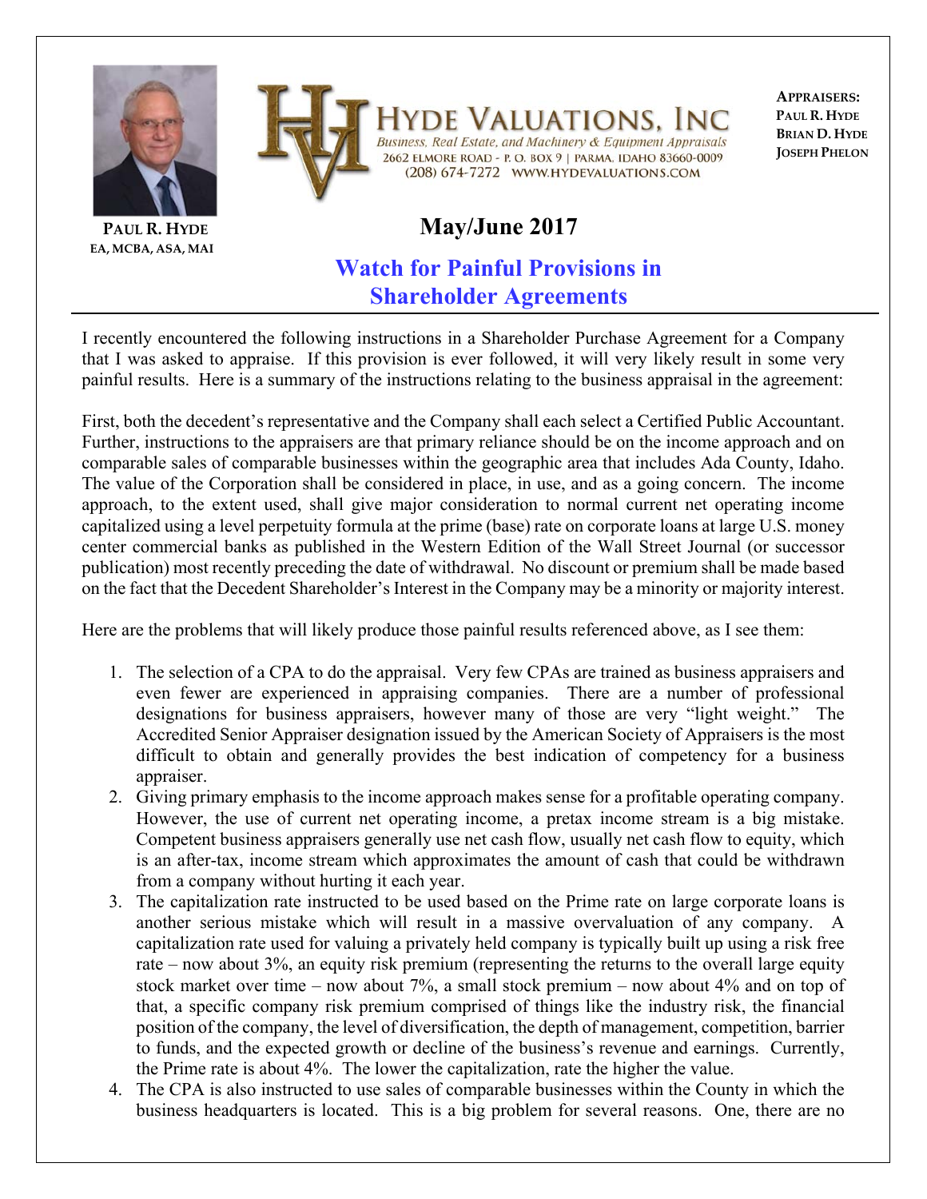PAUL R. HYDE
EA, MCBA, ASA, MAI

# HYDE VALUATIONS, INC

*Business, Real Estate, and Machinery & Equipment Appraisals*
2662 ELMORE ROAD - P. O. BOX 9 | PARMA, IDAHO 83660-0009
(208) 674-7272 WWW.HYDEVALUATIONS.COM

**APPRAISERS:**
**PAUL R. HYDE**
**BRIAN D. HYDE**
**JOSEPH PHELON**

## May/June 2017

## Watch for Painful Provisions in Shareholder Agreements

I recently encountered the following instructions in a Shareholder Purchase Agreement for a Company that I was asked to appraise. If this provision is ever followed, it will very likely result in some very painful results. Here is a summary of the instructions relating to the business appraisal in the agreement:

First, both the decedent's representative and the Company shall each select a Certified Public Accountant. Further, instructions to the appraisers are that primary reliance should be on the income approach and on comparable sales of comparable businesses within the geographic area that includes Ada County, Idaho. The value of the Corporation shall be considered in place, in use, and as a going concern. The income approach, to the extent used, shall give major consideration to normal current net operating income capitalized using a level perpetuity formula at the prime (base) rate on corporate loans at large U.S. money center commercial banks as published in the Western Edition of the Wall Street Journal (or successor publication) most recently preceding the date of withdrawal. No discount or premium shall be made based on the fact that the Decedent Shareholder's Interest in the Company may be a minority or majority interest.

Here are the problems that will likely produce those painful results referenced above, as I see them:

1. The selection of a CPA to do the appraisal. Very few CPAs are trained as business appraisers and even fewer are experienced in appraising companies. There are a number of professional designations for business appraisers, however many of those are very "light weight." The Accredited Senior Appraiser designation issued by the American Society of Appraisers is the most difficult to obtain and generally provides the best indication of competency for a business appraiser.
2. Giving primary emphasis to the income approach makes sense for a profitable operating company. However, the use of current net operating income, a pretax income stream is a big mistake. Competent business appraisers generally use net cash flow, usually net cash flow to equity, which is an after-tax, income stream which approximates the amount of cash that could be withdrawn from a company without hurting it each year.
3. The capitalization rate instructed to be used based on the Prime rate on large corporate loans is another serious mistake which will result in a massive overvaluation of any company. A capitalization rate used for valuing a privately held company is typically built up using a risk free rate – now about 3%, an equity risk premium (representing the returns to the overall large equity stock market over time – now about 7%, a small stock premium – now about 4% and on top of that, a specific company risk premium comprised of things like the industry risk, the financial position of the company, the level of diversification, the depth of management, competition, barrier to funds, and the expected growth or decline of the business's revenue and earnings. Currently, the Prime rate is about 4%. The lower the capitalization, rate the higher the value.
4. The CPA is also instructed to use sales of comparable businesses within the County in which the business headquarters is located. This is a big problem for several reasons. One, there are no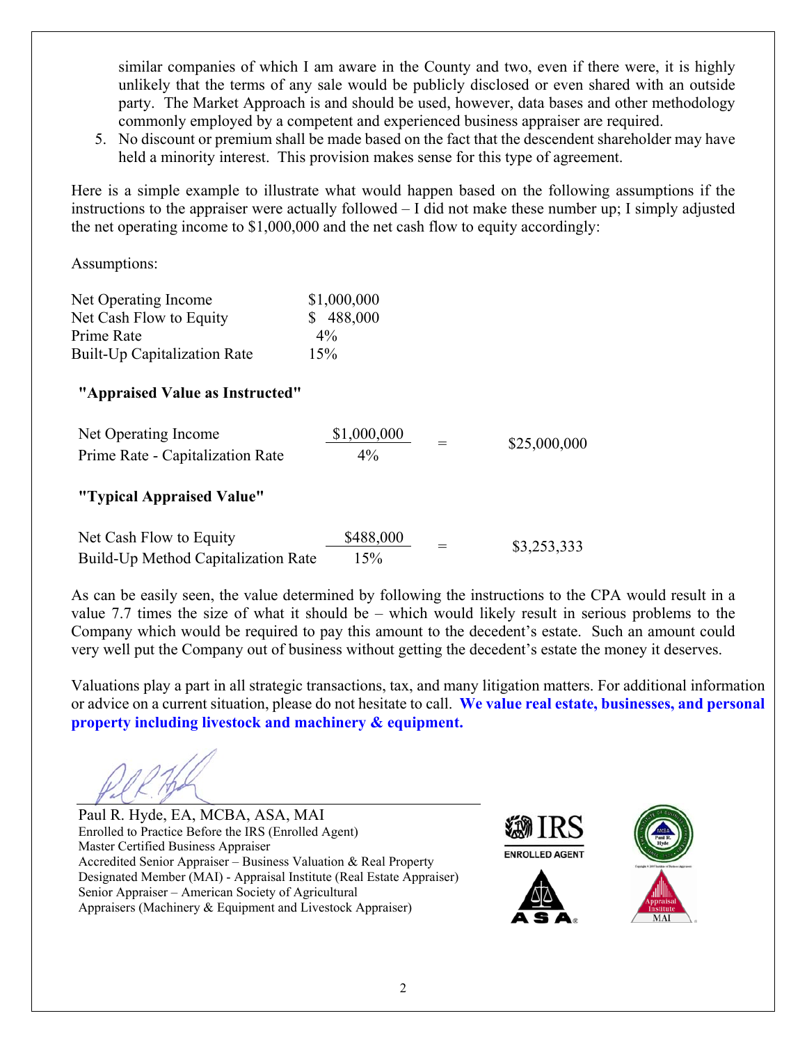similar companies of which I am aware in the County and two, even if there were, it is highly unlikely that the terms of any sale would be publicly disclosed or even shared with an outside party. The Market Approach is and should be used, however, data bases and other methodology commonly employed by a competent and experienced business appraiser are required.

5. No discount or premium shall be made based on the fact that the descendent shareholder may have held a minority interest. This provision makes sense for this type of agreement.

Here is a simple example to illustrate what would happen based on the following assumptions if the instructions to the appraiser were actually followed – I did not make these number up; I simply adjusted the net operating income to $1,000,000 and the net cash flow to equity accordingly:

Assumptions:

| | |
|---|---|
| Net Operating Income | $1,000,000 |
| Net Cash Flow to Equity | $ 488,000 |
| Prime Rate | 4% |
| Built-Up Capitalization Rate | 15% |

**"Appraised Value as Instructed"**

| | | | |
|---|---|---|---|
| Net Operating Income | $1,000,000 | = | $25,000,000 |
| Prime Rate - Capitalization Rate | 4% | | |

**"Typical Appraised Value"**

| | | | |
|---|---|---|---|
| Net Cash Flow to Equity | $488,000 | = | $3,253,333 |
| Build-Up Method Capitalization Rate | 15% | | |

As can be easily seen, the value determined by following the instructions to the CPA would result in a value 7.7 times the size of what it should be – which would likely result in serious problems to the Company which would be required to pay this amount to the decedent's estate. Such an amount could very well put the Company out of business without getting the decedent's estate the money it deserves.

Valuations play a part in all strategic transactions, tax, and many litigation matters. For additional information or advice on a current situation, please do not hesitate to call. **We value real estate, businesses, and personal property including livestock and machinery & equipment.**

Paul R. Hyde, EA, MCBA, ASA, MAI
Enrolled to Practice Before the IRS (Enrolled Agent)
Master Certified Business Appraiser
Accredited Senior Appraiser – Business Valuation & Real Property
Designated Member (MAI) - Appraisal Institute (Real Estate Appraiser)
Senior Appraiser – American Society of Agricultural Appraisers (Machinery & Equipment and Livestock Appraiser)